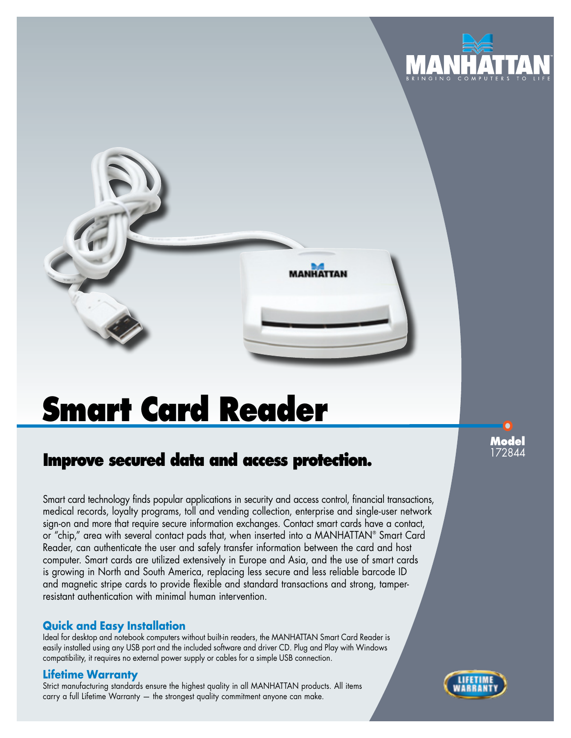MANHATTAN

BRINGING COMPUTERS TO LIFE

# Smart Card Reader

**Model**
172844

## Improve secured data and access protection.

Smart card technology finds popular applications in security and access control, financial transactions, medical records, loyalty programs, toll and vending collection, enterprise and single-user network sign-on and more that require secure information exchanges. Contact smart cards have a contact, or "chip," area with several contact pads that, when inserted into a MANHATTAN® Smart Card Reader, can authenticate the user and safely transfer information between the card and host computer. Smart cards are utilized extensively in Europe and Asia, and the use of smart cards is growing in North and South America, replacing less secure and less reliable barcode ID and magnetic stripe cards to provide flexible and standard transactions and strong, tamper-resistant authentication with minimal human intervention.

### Quick and Easy Installation

Ideal for desktop and notebook computers without built-in readers, the MANHATTAN Smart Card Reader is easily installed using any USB port and the included software and driver CD. Plug and Play with Windows compatibility, it requires no external power supply or cables for a simple USB connection.

### Lifetime Warranty

Strict manufacturing standards ensure the highest quality in all MANHATTAN products. All items carry a full Lifetime Warranty — the strongest quality commitment anyone can make.

LIFETIME WARRANTY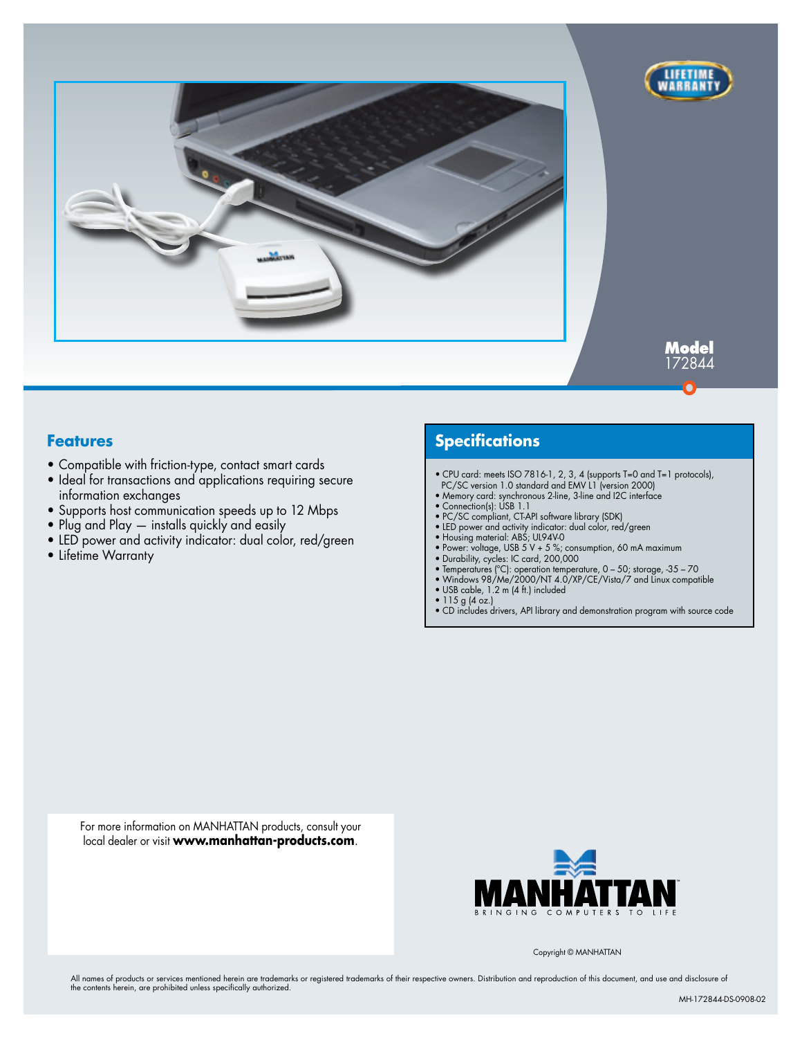LIFETIME WARRANTY

**Model**
172844

## Features

- Compatible with friction-type, contact smart cards
- Ideal for transactions and applications requiring secure information exchanges
- Supports host communication speeds up to 12 Mbps
- Plug and Play — installs quickly and easily
- LED power and activity indicator: dual color, red/green
- Lifetime Warranty

## Specifications

- CPU card: meets ISO 7816-1, 2, 3, 4 (supports T=0 and T=1 protocols), PC/SC version 1.0 standard and EMV L1 (version 2000)
- Memory card: synchronous 2-line, 3-line and I2C interface
- Connection(s): USB 1.1
- PC/SC compliant, CT-API software library (SDK)
- LED power and activity indicator: dual color, red/green
- Housing material: ABS; UL94V-0
- Power: voltage, USB 5 V + 5 %; consumption, 60 mA maximum
- Durability, cycles: IC card, 200,000
- Temperatures (°C): operation temperature, 0 – 50; storage, -35 – 70
- Windows 98/Me/2000/NT 4.0/XP/CE/Vista/7 and Linux compatible
- USB cable, 1.2 m (4 ft.) included
- 115 g (4 oz.)
- CD includes drivers, API library and demonstration program with source code

For more information on MANHATTAN products, consult your local dealer or visit **www.manhattan-products.com**.

MANHATTAN
BRINGING COMPUTERS TO LIFE

Copyright © MANHATTAN

All names of products or services mentioned herein are trademarks or registered trademarks of their respective owners. Distribution and reproduction of this document, and use and disclosure of the contents herein, are prohibited unless specifically authorized.

MH-172844-DS-0908-02